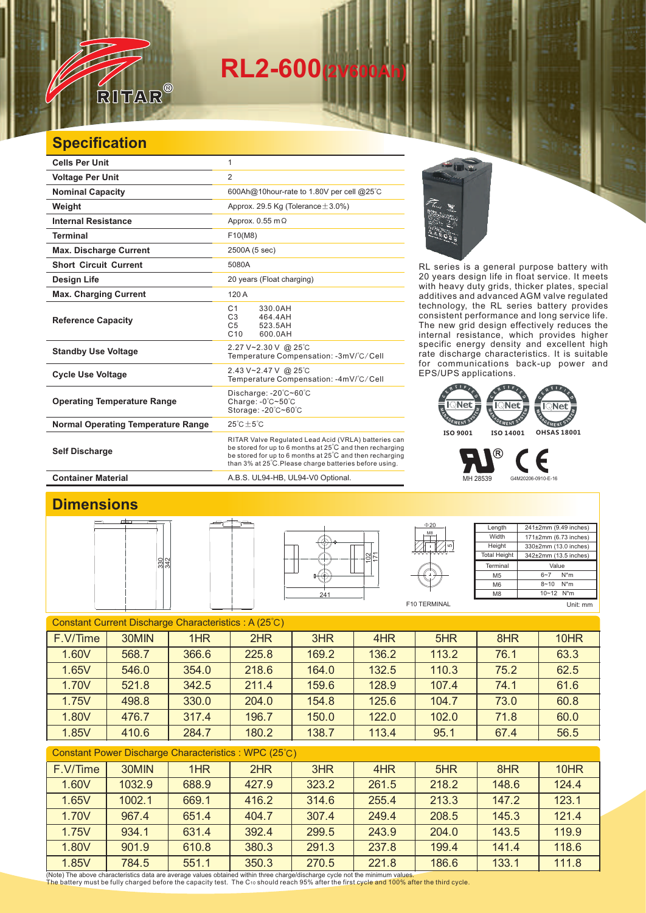# RL2-600(2V600Ah)

## Specification

| | |
|---|---|
| **Cells Per Unit** | 1 |
| **Voltage Per Unit** | 2 |
| **Nominal Capacity** | 600Ah@10hour-rate to 1.80V per cell @25℃ |
| **Weight** | Approx. 29.5 Kg (Tolerance±3.0%) |
| **Internal Resistance** | Approx. 0.55 mΩ |
| **Terminal** | F10(M8) |
| **Max. Discharge Current** | 2500A (5 sec) |
| **Short Circuit Current** | 5080A |
| **Design Life** | 20 years (Float charging) |
| **Max. Charging Current** | 120 A |
| **Reference Capacity** | C1 330.0AH<br>C3 464.4AH<br>C5 523.5AH<br>C10 600.0AH |
| **Standby Use Voltage** | 2.27 V~2.30 V @ 25℃<br>Temperature Compensation: -3mV/℃/Cell |
| **Cycle Use Voltage** | 2.43 V~2.47 V @ 25℃<br>Temperature Compensation: -4mV/℃/Cell |
| **Operating Temperature Range** | Discharge: -20℃~60℃<br>Charge: -0℃~50℃<br>Storage: -20℃~60℃ |
| **Normal Operating Temperature Range** | 25℃±5℃ |
| **Self Discharge** | RITAR Valve Regulated Lead Acid (VRLA) batteries can be stored for up to 6 months at 25℃ and then recharging be stored for up to 6 months at 25℃ and then recharging than 3% at 25℃.Please charge batteries before using. |
| **Container Material** | A.B.S. UL94-HB, UL94-V0 Optional. |

RL series is a general purpose battery with 20 years design life in float service. It meets with heavy duty grids, thicker plates, special additives and advanced AGM valve regulated technology, the RL series battery provides consistent performance and long service life. The new grid design effectively reduces the internal resistance, which provides higher specific energy density and excellent high rate discharge characteristics. It is suitable for communications back-up power and EPS/UPS applications.

ISO 9001　ISO 14001　OHSAS 18001

MH 28539　G4M20206-0910-E-16

## Dimensions

330　342　102　171　241　Φ20　M8　5

F10 TERMINAL

| Length | 241±2mm (9.49 inches) |
|---|---|
| Width | 171±2mm (6.73 inches) |
| Height | 330±2mm (13.0 inches) |
| Total Height | 342±2mm (13.5 inches) |

| Terminal | Value |
|---|---|
| M5 | 6~7 N*m |
| M6 | 8~10 N*m |
| M8 | 10~12 N*m |

Unit: mm

### Constant Current Discharge Characteristics : A (25℃)

| F.V/Time | 30MIN | 1HR | 2HR | 3HR | 4HR | 5HR | 8HR | 10HR |
|---|---|---|---|---|---|---|---|---|
| 1.60V | 568.7 | 366.6 | 225.8 | 169.2 | 136.2 | 113.2 | 76.1 | 63.3 |
| 1.65V | 546.0 | 354.0 | 218.6 | 164.0 | 132.5 | 110.3 | 75.2 | 62.5 |
| 1.70V | 521.8 | 342.5 | 211.4 | 159.6 | 128.9 | 107.4 | 74.1 | 61.6 |
| 1.75V | 498.8 | 330.0 | 204.0 | 154.8 | 125.6 | 104.7 | 73.0 | 60.8 |
| 1.80V | 476.7 | 317.4 | 196.7 | 150.0 | 122.0 | 102.0 | 71.8 | 60.0 |
| 1.85V | 410.6 | 284.7 | 180.2 | 138.7 | 113.4 | 95.1 | 67.4 | 56.5 |

### Constant Power Discharge Characteristics : WPC (25℃)

| F.V/Time | 30MIN | 1HR | 2HR | 3HR | 4HR | 5HR | 8HR | 10HR |
|---|---|---|---|---|---|---|---|---|
| 1.60V | 1032.9 | 688.9 | 427.9 | 323.2 | 261.5 | 218.2 | 148.6 | 124.4 |
| 1.65V | 1002.1 | 669.1 | 416.2 | 314.6 | 255.4 | 213.3 | 147.2 | 123.1 |
| 1.70V | 967.4 | 651.4 | 404.7 | 307.4 | 249.4 | 208.5 | 145.3 | 121.4 |
| 1.75V | 934.1 | 631.4 | 392.4 | 299.5 | 243.9 | 204.0 | 143.5 | 119.9 |
| 1.80V | 901.9 | 610.8 | 380.3 | 291.3 | 237.8 | 199.4 | 141.4 | 118.6 |
| 1.85V | 784.5 | 551.1 | 350.3 | 270.5 | 221.8 | 186.6 | 133.1 | 111.8 |

(Note) The above characteristics data are average values obtained within three charge/discharge cycle not the minimum values.
The battery must be fully charged before the capacity test. The $C_{10}$ should reach 95% after the first cycle and 100% after the third cycle.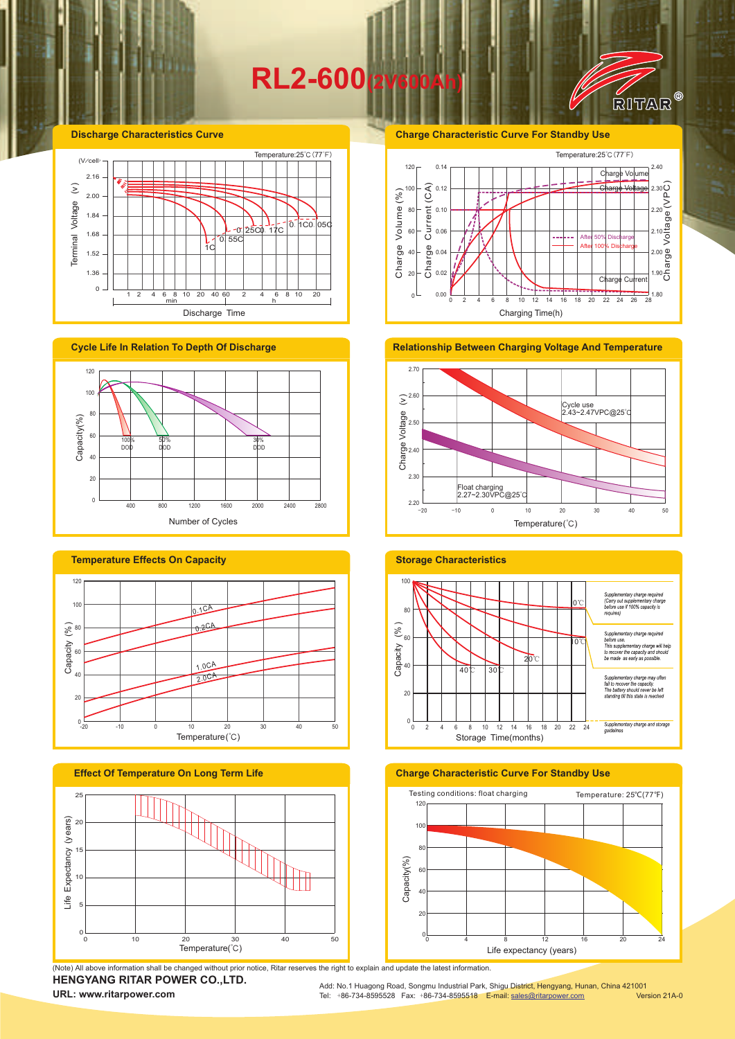# RL2-600(2V600Ah)

RITAR®

## Discharge Characteristics Curve

Temperature:25°C (77°F)

(V/cell)

Terminal Voltage (v)

2.16
2.00
1.84
1.68
1.52
1.36
0

1 2 4 6 8 10 20 40 60 2 4 6 8 10 20

min h

1C 0.55C 0.25C0.17C 0.1C0.05C

Discharge Time

## Charge Characteristic Curve For Standby Use

Temperature:25°C (77°F)

Charge Volume (%) Charge Current (CA) Charge Voltage (VPC)

120 100 80 60 40 20 0

0.14 0.12 0.10 0.06 0.04 0.02 0.00

2.40 2.30 2.20 2.10 2.00 1.90 1.80

0 2 4 6 8 10 12 14 16 18 20 22 24 26 28

Charge Volume
Charge Voltage
After 50% Discharge
After 100% Discharge
Charge Current

Charging Time(h)

## Cycle Life In Relation To Depth Of Discharge

Capacity(%)

120 100 80 60 40 20 0

400 800 1200 1600 2000 2400 2800

100% DOD
50% DOD
30% DOD

Number of Cycles

## Relationship Between Charging Voltage And Temperature

Charge Voltage (v)

2.70 2.60 2.50 2.40 2.30 2.20

−20 −10 0 10 20 30 40 50

Cycle use
2.43~2.47VPC@25°C

Float charging
2.27~2.30VPC@25°C

Temperature(°C)

## Temperature Effects On Capacity

Capacity (%)

120 100 80 60 40 20 0

-20 -10 0 10 20 30 40 50

0.1CA
0.2CA
1.0CA
2.0CA

Temperature(°C)

## Storage Characteristics

Capacity (%)

100 80 60 40 20 0

0 2 4 6 8 10 12 14 16 18 20 22 24

0°C
10°C
20°C
30°C
40°C

Supplementary charge required (Carry out supplementary charge before use if 100% capacity is requires)

Supplementary charge required before use. This supplementary charge will help to recover the capacity and should be made as early as possible.

Supplementary charge may often fail to recover the capacity. The battery should never be left standing till this state is reached

Supplementary charge and storage guidelines

Storage Time(months)

## Effect Of Temperature On Long Term Life

Life Expectancy (years)

25 20 15 10 5 0

0 10 20 30 40 50

Temperature(°C)

## Charge Characteristic Curve For Standby Use

Testing conditions: float charging

Temperature: 25°C(77°F)

Capacity(%)

120 100 80 60 40 20 0

0 4 8 12 16 20 24

Life expectancy (years)

(Note) All above information shall be changed without prior notice, Ritar reserves the right to explain and update the latest information.

**HENGYANG RITAR POWER CO.,LTD.**

**URL: www.ritarpower.com**

Add: No.1 Huagong Road, Songmu Industrial Park, Shigu District, Hengyang, Hunan, China 421001

Tel: +86-734-8595528 Fax: +86-734-8595518 E-mail: sales@ritarpower.com

Version 21A-0